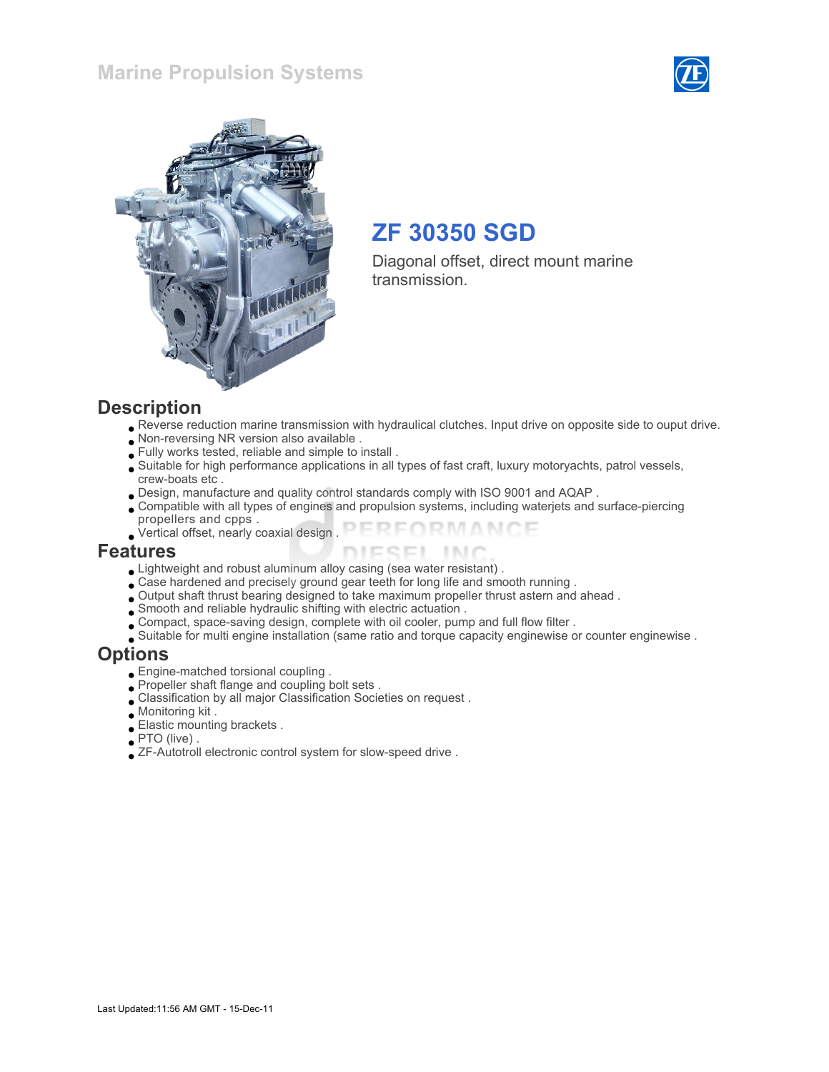# Marine Propulsion Systems

## ZF 30350 SGD

Diagonal offset, direct mount marine transmission.

## Description

- Reverse reduction marine transmission with hydraulical clutches. Input drive on opposite side to ouput drive.
- Non-reversing NR version also available .
- Fully works tested, reliable and simple to install .
- Suitable for high performance applications in all types of fast craft, luxury motoryachts, patrol vessels, crew-boats etc .
- Design, manufacture and quality control standards comply with ISO 9001 and AQAP .
- Compatible with all types of engines and propulsion systems, including waterjets and surface-piercing propellers and cpps .
- Vertical offset, nearly coaxial design .

## Features

- Lightweight and robust aluminum alloy casing (sea water resistant) .
- Case hardened and precisely ground gear teeth for long life and smooth running .
- Output shaft thrust bearing designed to take maximum propeller thrust astern and ahead .
- Smooth and reliable hydraulic shifting with electric actuation .
- Compact, space-saving design, complete with oil cooler, pump and full flow filter .
- Suitable for multi engine installation (same ratio and torque capacity enginewise or counter enginewise .

## Options

- Engine-matched torsional coupling .
- Propeller shaft flange and coupling bolt sets .
- Classification by all major Classification Societies on request .
- Monitoring kit .
- Elastic mounting brackets .
- PTO (live) .
- ZF-Autotroll electronic control system for slow-speed drive .

Last Updated:11:56 AM GMT - 15-Dec-11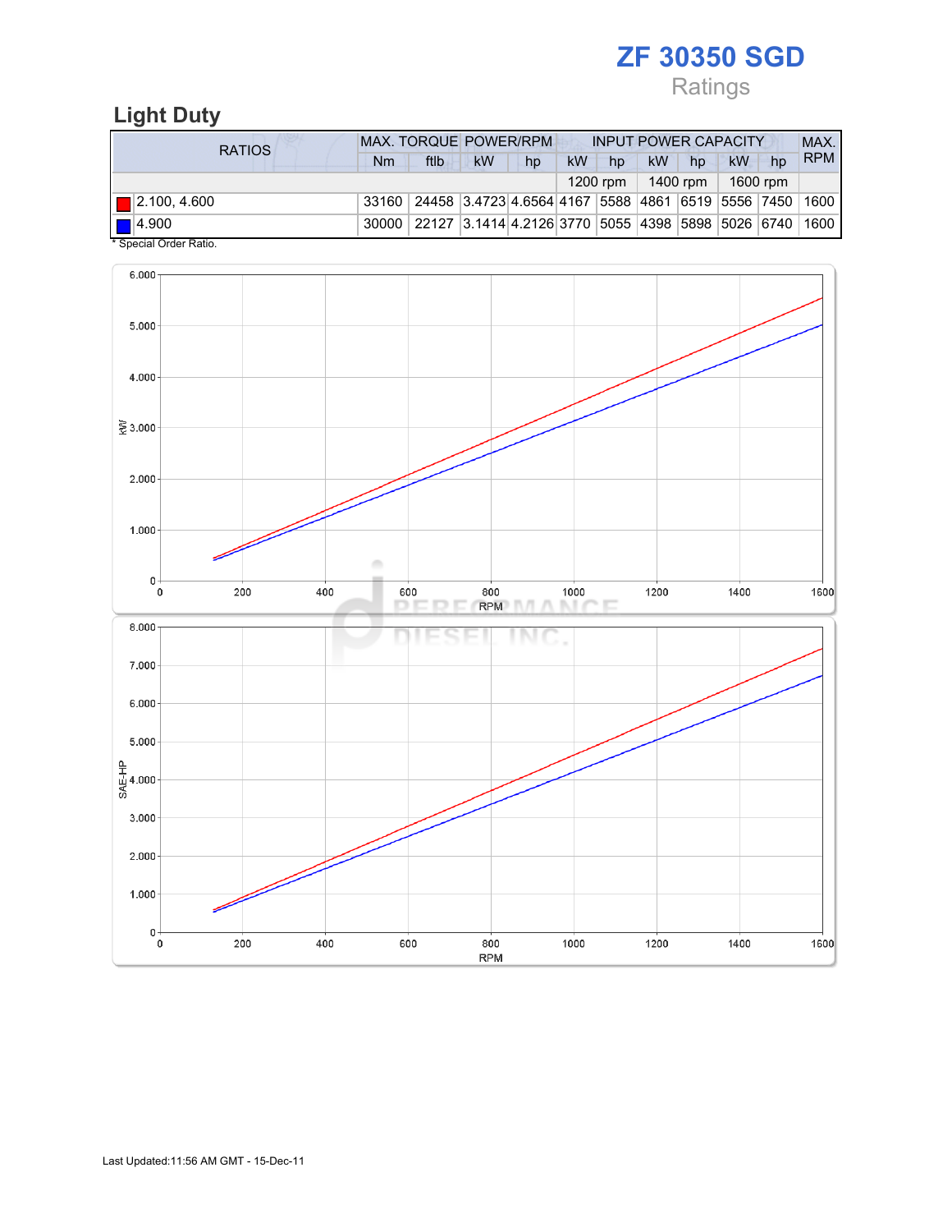# ZF 30350 SGD

Ratings

## Light Duty

| RATIOS | MAX. TORQUE | | POWER/RPM | | INPUT POWER CAPACITY | | | | | | MAX. RPM |
|---|---|---|---|---|---|---|---|---|---|---|---|
| | Nm | ftlb | kW | hp | kW | hp | kW | hp | kW | hp | |
| | | | | | 1200 rpm | | 1400 rpm | | 1600 rpm | | |
| 2.100, 4.600 | 33160 | 24458 | 3.4723 | 4.6564 | 4167 | 5588 | 4861 | 6519 | 5556 | 7450 | 1600 |
| 4.900 | 30000 | 22127 | 3.1414 | 4.2126 | 3770 | 5055 | 4398 | 5898 | 5026 | 6740 | 1600 |

* Special Order Ratio.

Last Updated:11:56 AM GMT - 15-Dec-11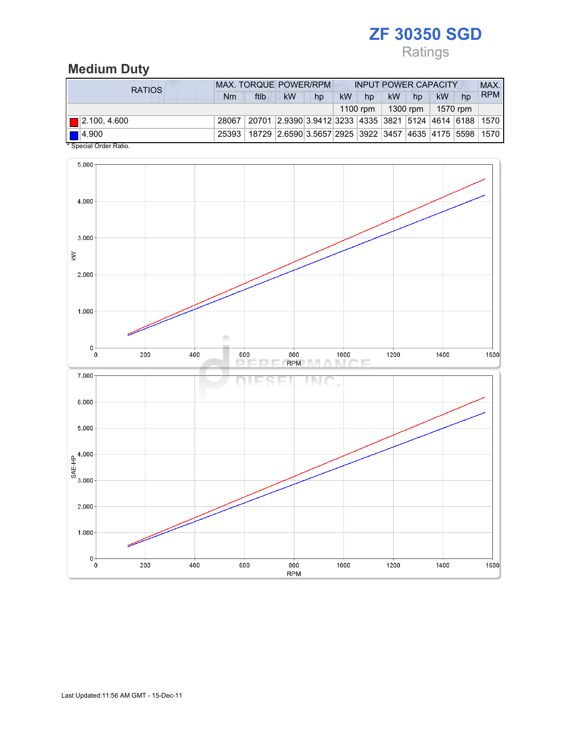# ZF 30350 SGD

Ratings

## Medium Duty

| RATIOS | MAX. TORQUE | | POWER/RPM | | INPUT POWER CAPACITY | | | | | | MAX. RPM |
|---|---|---|---|---|---|---|---|---|---|---|---|
| | Nm | ftlb | kW | hp | kW | hp | kW | hp | kW | hp | |
| | | | | | 1100 rpm | | 1300 rpm | | 1570 rpm | | |
| 2.100, 4.600 | 28067 | 20701 | 2.9390 | 3.9412 | 3233 | 4335 | 3821 | 5124 | 4614 | 6188 | 1570 |
| 4.900 | 25393 | 18729 | 2.6590 | 3.5657 | 2925 | 3922 | 3457 | 4635 | 4175 | 5598 | 1570 |

* Special Order Ratio.

Last Updated:11:56 AM GMT - 15-Dec-11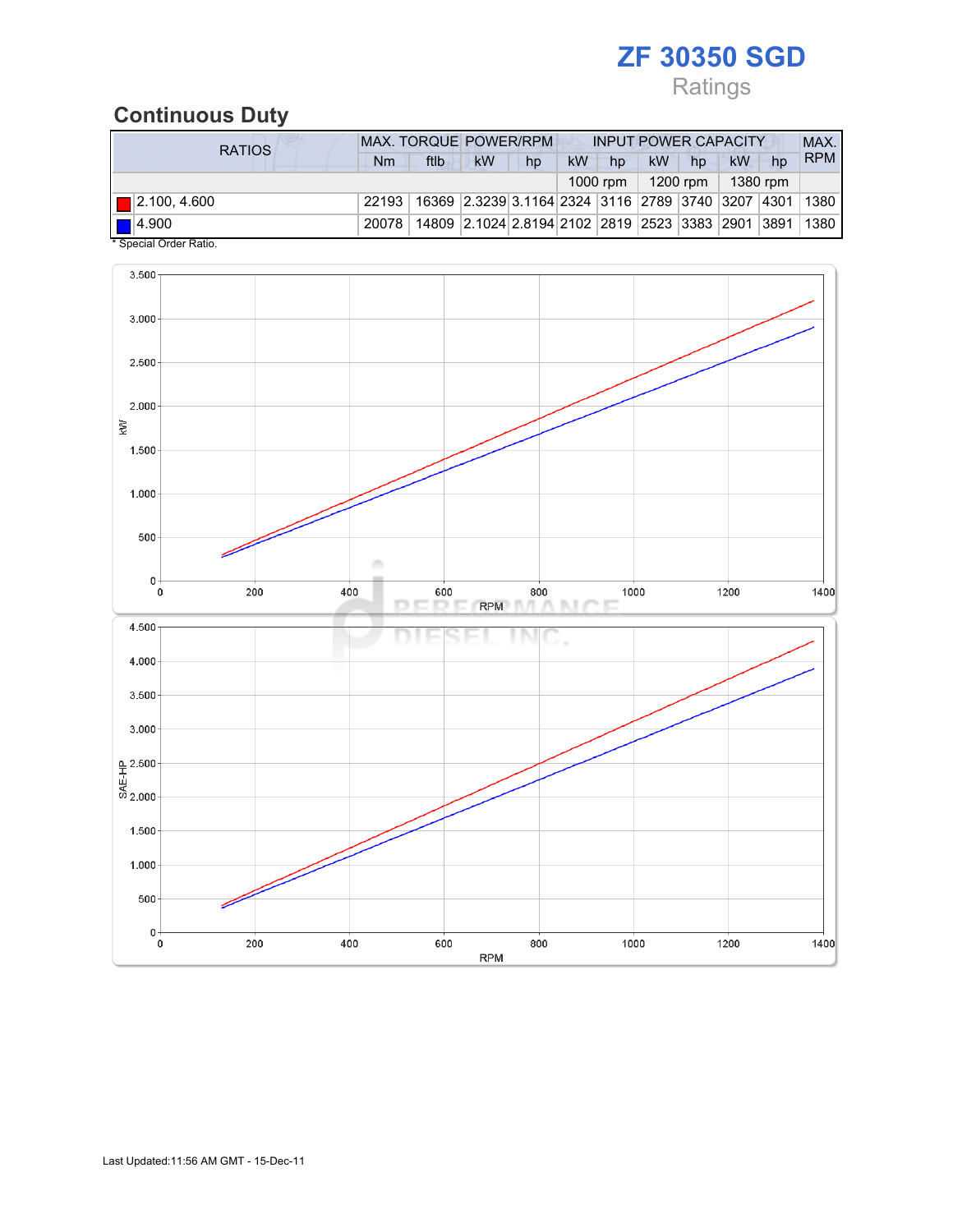# ZF 30350 SGD

Ratings

## Continuous Duty

| RATIOS | MAX. TORQUE | | POWER/RPM | | INPUT POWER CAPACITY | | | | | | MAX. RPM |
|---|---|---|---|---|---|---|---|---|---|---|---|
| | Nm | ftlb | kW | hp | kW | hp | kW | hp | kW | hp | |
| | | | | | 1000 rpm | | 1200 rpm | | 1380 rpm | | |
| 2.100, 4.600 | 22193 | 16369 | 2.3239 | 3.1164 | 2324 | 3116 | 2789 | 3740 | 3207 | 4301 | 1380 |
| 4.900 | 20078 | 14809 | 2.1024 | 2.8194 | 2102 | 2819 | 2523 | 3383 | 2901 | 3891 | 1380 |

* Special Order Ratio.

Last Updated:11:56 AM GMT - 15-Dec-11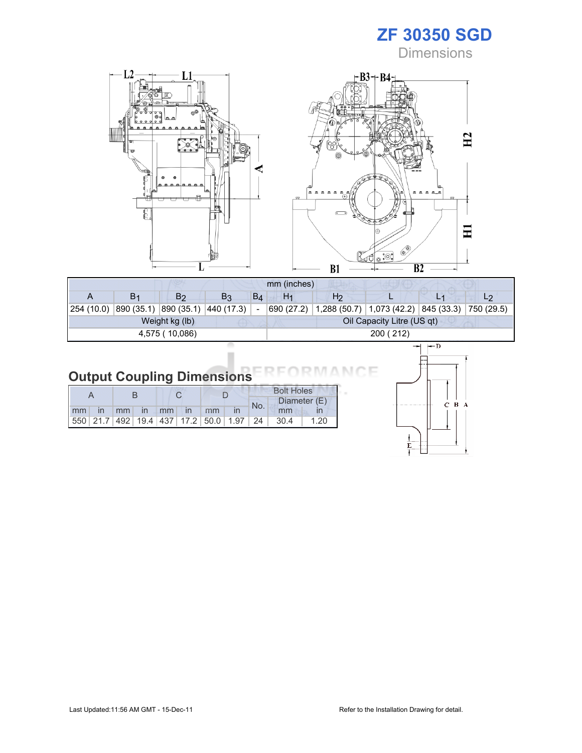# ZF 30350 SGD

Dimensions

| mm (inches) | | | | | | | | | |
|---|---|---|---|---|---|---|---|---|---|
| A | $B_1$ | $B_2$ | $B_3$ | $B_4$ | $H_1$ | $H_2$ | L | $L_1$ | $L_2$ |
| 254 (10.0) | 890 (35.1) | 890 (35.1) | 440 (17.3) | - | 690 (27.2) | 1,288 (50.7) | 1,073 (42.2) | 845 (33.3) | 750 (29.5) |
| Weight kg (lb) | | | | | Oil Capacity Litre (US qt) | | | | |
| 4,575 ( 10,086) | | | | | 200 ( 212) | | | | |

## Output Coupling Dimensions

| A | | B | | C | | D | | Bolt Holes | | |
|---|---|---|---|---|---|---|---|---|---|---|
| | | | | | | | | No. | Diameter (E) | |
| mm | in | mm | in | mm | in | mm | in | | mm | in |
| 550 | 21.7 | 492 | 19.4 | 437 | 17.2 | 50.0 | 1.97 | 24 | 30.4 | 1.20 |

Last Updated:11:56 AM GMT - 15-Dec-11

Refer to the Installation Drawing for detail.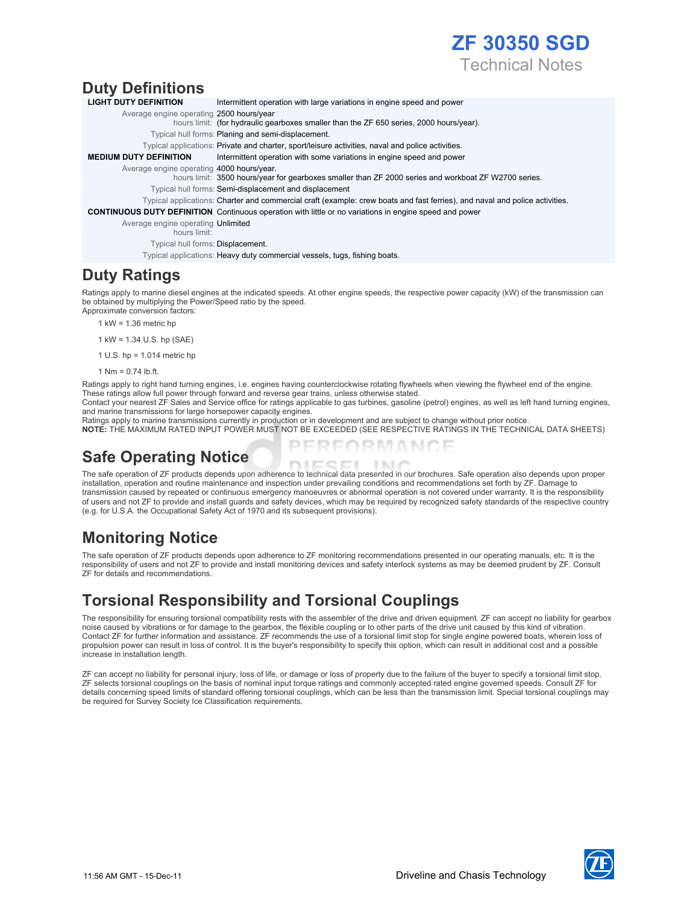# ZF 30350 SGD

Technical Notes

## Duty Definitions

| | |
|---|---|
| **LIGHT DUTY DEFINITION** | Intermittent operation with large variations in engine speed and power |
| Average engine operating hours limit: | 2500 hours/year (for hydraulic gearboxes smaller than the ZF 650 series, 2000 hours/year). |
| Typical hull forms: | Planing and semi-displacement. |
| Typical applications: | Private and charter, sport/leisure activities, naval and police activities. |
| **MEDIUM DUTY DEFINITION** | Intermittent operation with some variations in engine speed and power |
| Average engine operating hours limit: | 4000 hours/year. 3500 hours/year for gearboxes smaller than ZF 2000 series and workboat ZF W2700 series. |
| Typical hull forms: | Semi-displacement and displacement |
| Typical applications: | Charter and commercial craft (example: crew boats and fast ferries), and naval and police activities. |
| **CONTINUOUS DUTY DEFINITION** | Continuous operation with little or no variations in engine speed and power |
| Average engine operating hours limit: | Unlimited |
| Typical hull forms: | Displacement. |
| Typical applications: | Heavy duty commercial vessels, tugs, fishing boats. |

## Duty Ratings

Ratings apply to marine diesel engines at the indicated speeds. At other engine speeds, the respective power capacity (kW) of the transmission can be obtained by multiplying the Power/Speed ratio by the speed.
Approximate conversion factors:

1 kW = 1.36 metric hp

1 kW = 1.34 U.S. hp (SAE)

1 U.S. hp = 1.014 metric hp

1 Nm = 0.74 lb.ft.

Ratings apply to right hand turning engines, i.e. engines having counterclockwise rotating flywheels when viewing the flywheel end of the engine. These ratings allow full power through forward and reverse gear trains, unless otherwise stated.
Contact your nearest ZF Sales and Service office for ratings applicable to gas turbines, gasoline (petrol) engines, as well as left hand turning engines, and marine transmissions for large horsepower capacity engines.
Ratings apply to marine transmissions currently in production or in development and are subject to change without prior notice.
**NOTE:** THE MAXIMUM RATED INPUT POWER MUST NOT BE EXCEEDED (SEE RESPECTIVE RATINGS IN THE TECHNICAL DATA SHEETS)

## Safe Operating Notice

The safe operation of ZF products depends upon adherence to technical data presented in our brochures. Safe operation also depends upon proper installation, operation and routine maintenance and inspection under prevailing conditions and recommendations set forth by ZF. Damage to transmission caused by repeated or continuous emergency manoeuvres or abnormal operation is not covered under warranty. It is the responsibility of users and not ZF to provide and install guards and safety devices, which may be required by recognized safety standards of the respective country (e.g. for U.S.A. the Occupational Safety Act of 1970 and its subsequent provisions).

## Monitoring Notice

The safe operation of ZF products depends upon adherence to ZF monitoring recommendations presented in our operating manuals, etc. It is the responsibility of users and not ZF to provide and install monitoring devices and safety interlock systems as may be deemed prudent by ZF. Consult ZF for details and recommendations.

## Torsional Responsibility and Torsional Couplings

The responsibility for ensuring torsional compatibility rests with the assembler of the drive and driven equipment. ZF can accept no liability for gearbox noise caused by vibrations or for damage to the gearbox, the flexible coupling or to other parts of the drive unit caused by this kind of vibration. Contact ZF for further information and assistance. ZF recommends the use of a torsional limit stop for single engine powered boats, wherein loss of propulsion power can result in loss of control. It is the buyer's responsibility to specify this option, which can result in additional cost and a possible increase in installation length.

ZF can accept no liability for personal injury, loss of life, or damage or loss of property due to the failure of the buyer to specify a torsional limit stop. ZF selects torsional couplings on the basis of nominal input torque ratings and commonly accepted rated engine governed speeds. Consult ZF for details concerning speed limits of standard offering torsional couplings, which can be less than the transmission limit. Special torsional couplings may be required for Survey Society Ice Classification requirements.